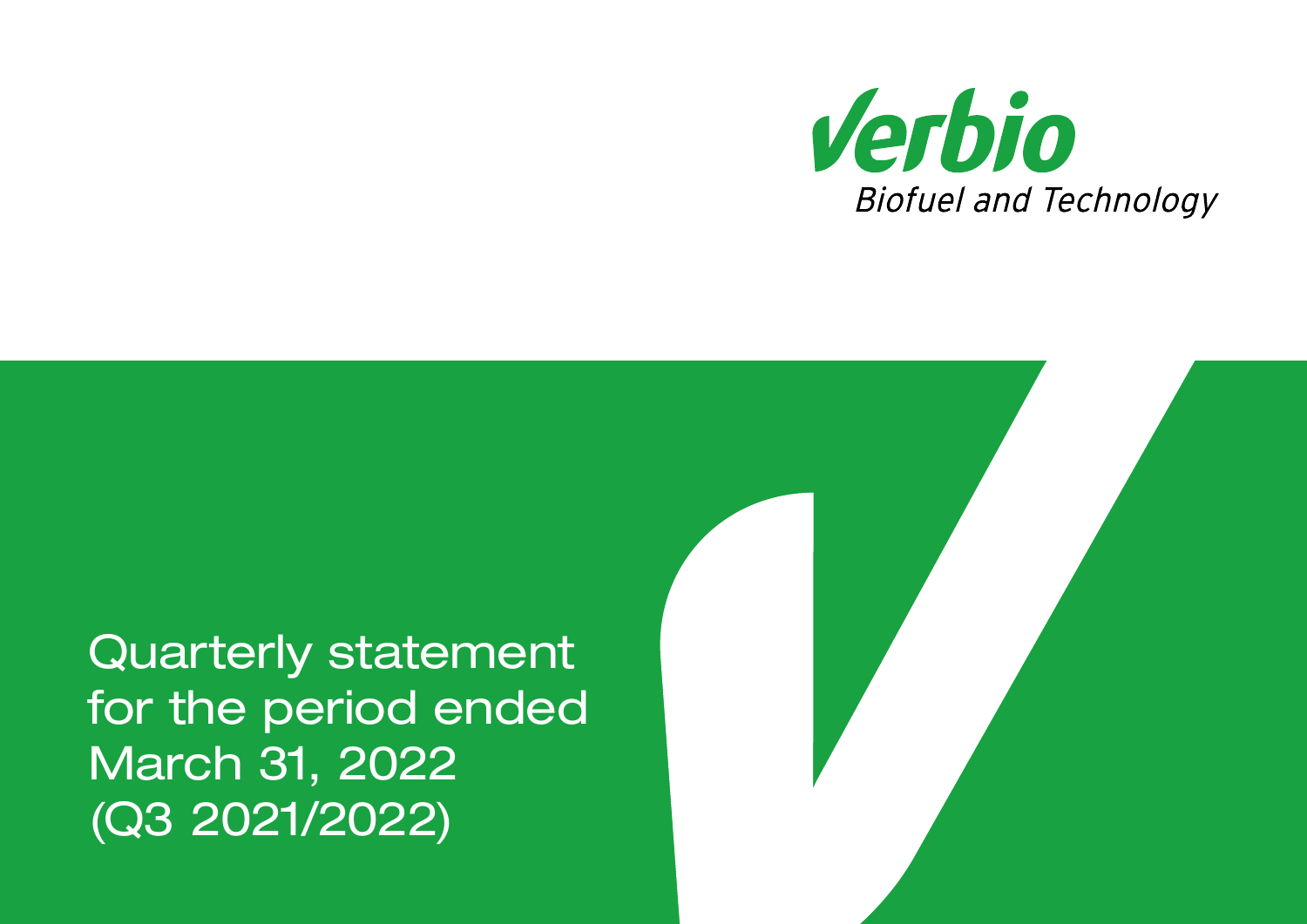Verbio

Biofuel and Technology

# Quarterly statement for the period ended March 31, 2022 (Q3 2021/2022)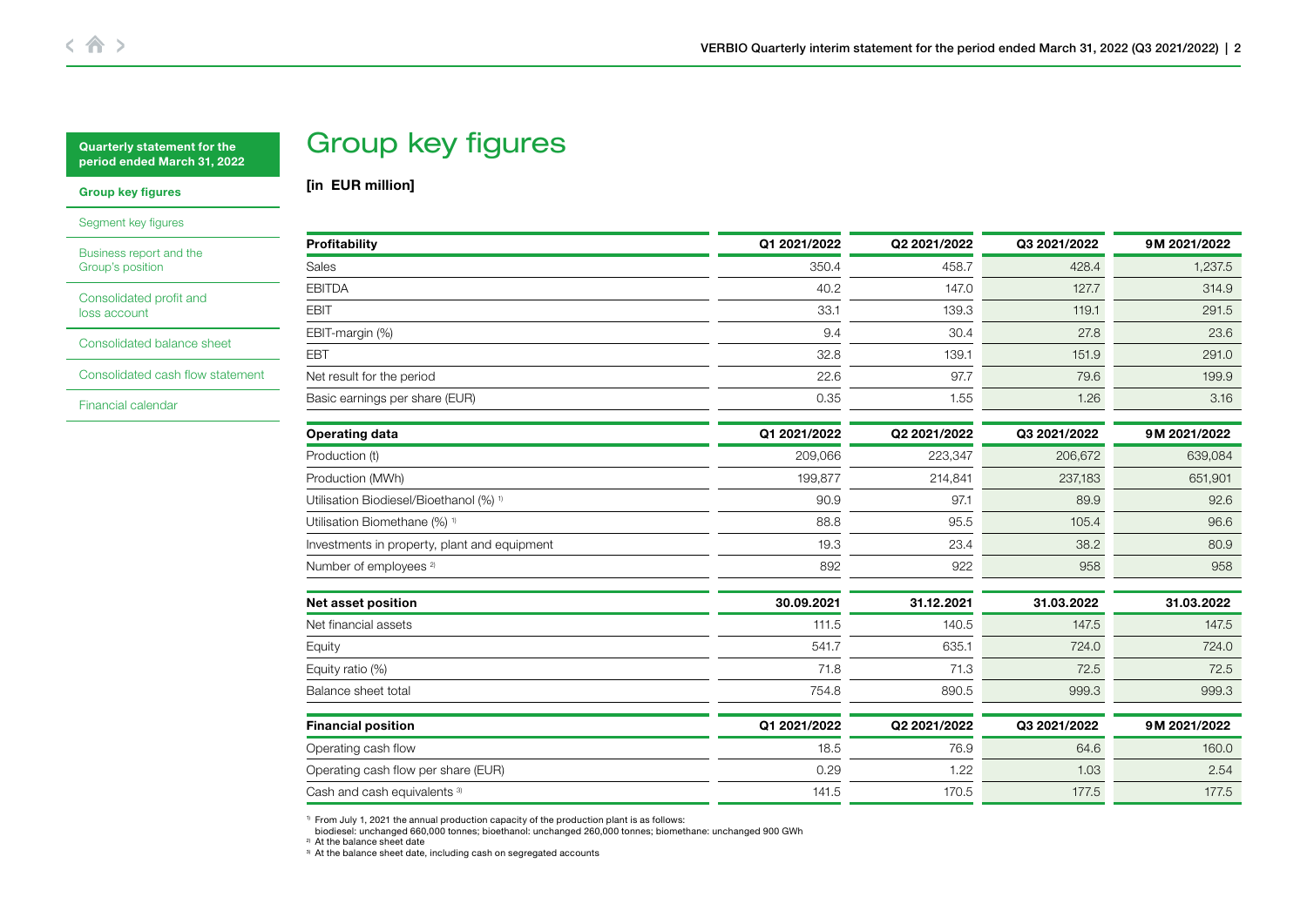Quarterly statement for the period ended March 31, 2022

**Group key figures**

Segment key figures

Business report and the Group's position

Consolidated profit and loss account

Consolidated balance sheet

Consolidated cash flow statement

Financial calendar

# Group key figures

**[in EUR million]**

| **Profitability** | **Q1 2021/2022** | **Q2 2021/2022** | **Q3 2021/2022** | **9M 2021/2022** |
|---|---|---|---|---|
| Sales | 350.4 | 458.7 | 428.4 | 1,237.5 |
| EBITDA | 40.2 | 147.0 | 127.7 | 314.9 |
| EBIT | 33.1 | 139.3 | 119.1 | 291.5 |
| EBIT-margin (%) | 9.4 | 30.4 | 27.8 | 23.6 |
| EBT | 32.8 | 139.1 | 151.9 | 291.0 |
| Net result for the period | 22.6 | 97.7 | 79.6 | 199.9 |
| Basic earnings per share (EUR) | 0.35 | 1.55 | 1.26 | 3.16 |

| **Operating data** | **Q1 2021/2022** | **Q2 2021/2022** | **Q3 2021/2022** | **9M 2021/2022** |
|---|---|---|---|---|
| Production (t) | 209,066 | 223,347 | 206,672 | 639,084 |
| Production (MWh) | 199,877 | 214,841 | 237,183 | 651,901 |
| Utilisation Biodiesel/Bioethanol (%) [1] | 90.9 | 97.1 | 89.9 | 92.6 |
| Utilisation Biomethane (%) [1] | 88.8 | 95.5 | 105.4 | 96.6 |
| Investments in property, plant and equipment | 19.3 | 23.4 | 38.2 | 80.9 |
| Number of employees [2] | 892 | 922 | 958 | 958 |

| **Net asset position** | **30.09.2021** | **31.12.2021** | **31.03.2022** | **31.03.2022** |
|---|---|---|---|---|
| Net financial assets | 111.5 | 140.5 | 147.5 | 147.5 |
| Equity | 541.7 | 635.1 | 724.0 | 724.0 |
| Equity ratio (%) | 71.8 | 71.3 | 72.5 | 72.5 |
| Balance sheet total | 754.8 | 890.5 | 999.3 | 999.3 |

| **Financial position** | **Q1 2021/2022** | **Q2 2021/2022** | **Q3 2021/2022** | **9M 2021/2022** |
|---|---|---|---|---|
| Operating cash flow | 18.5 | 76.9 | 64.6 | 160.0 |
| Operating cash flow per share (EUR) | 0.29 | 1.22 | 1.03 | 2.54 |
| Cash and cash equivalents [3] | 141.5 | 170.5 | 177.5 | 177.5 |

[1] From July 1, 2021 the annual production capacity of the production plant is as follows: biodiesel: unchanged 660,000 tonnes; bioethanol: unchanged 260,000 tonnes; biomethane: unchanged 900 GWh

[2] At the balance sheet date

[3] At the balance sheet date, including cash on segregated accounts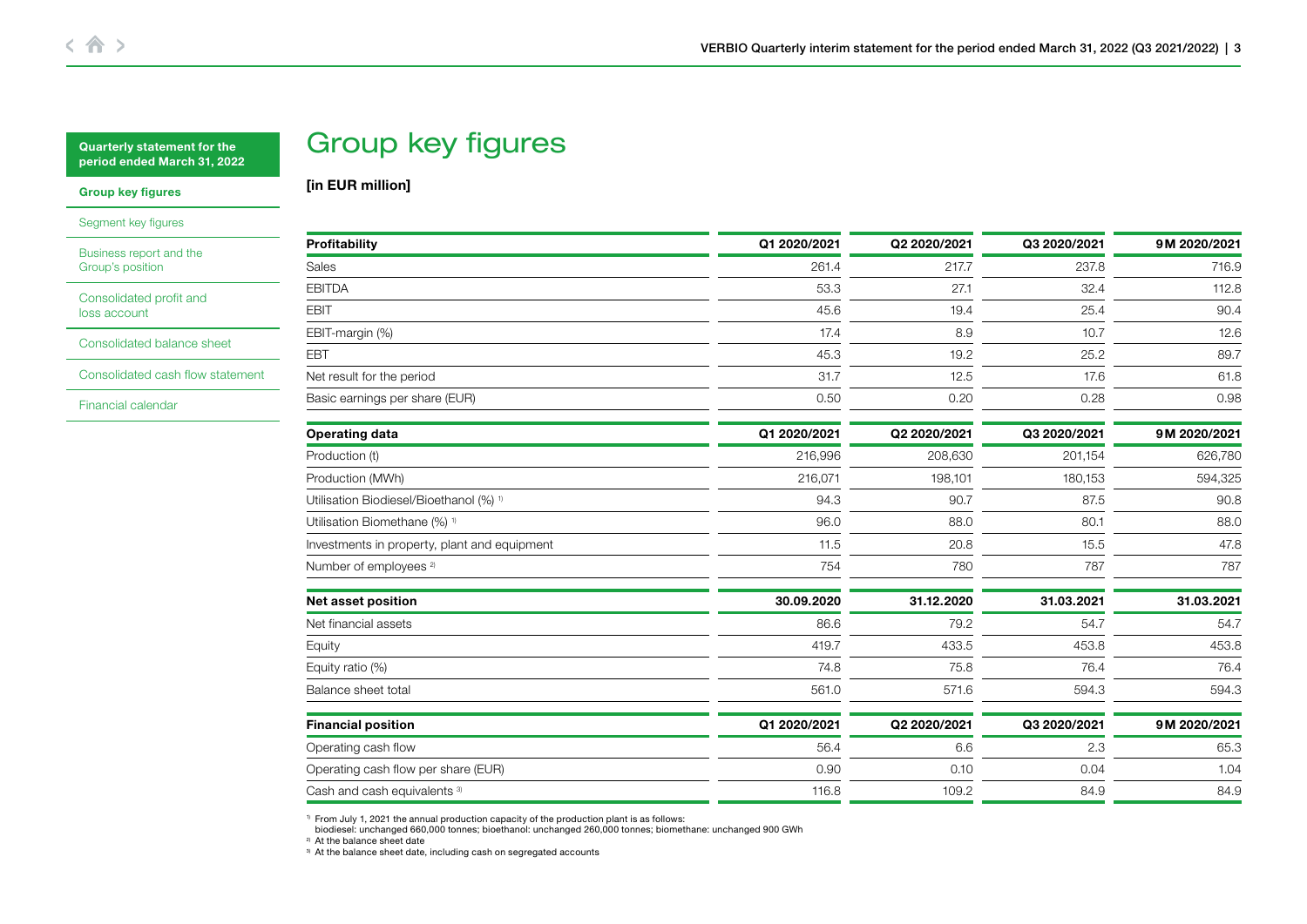# Group key figures

**[in EUR million]**

| Profitability | Q1 2020/2021 | Q2 2020/2021 | Q3 2020/2021 | 9M 2020/2021 |
|---|---|---|---|---|
| Sales | 261.4 | 217.7 | 237.8 | 716.9 |
| EBITDA | 53.3 | 27.1 | 32.4 | 112.8 |
| EBIT | 45.6 | 19.4 | 25.4 | 90.4 |
| EBIT-margin (%) | 17.4 | 8.9 | 10.7 | 12.6 |
| EBT | 45.3 | 19.2 | 25.2 | 89.7 |
| Net result for the period | 31.7 | 12.5 | 17.6 | 61.8 |
| Basic earnings per share (EUR) | 0.50 | 0.20 | 0.28 | 0.98 |

| Operating data | Q1 2020/2021 | Q2 2020/2021 | Q3 2020/2021 | 9M 2020/2021 |
|---|---|---|---|---|
| Production (t) | 216,996 | 208,630 | 201,154 | 626,780 |
| Production (MWh) | 216,071 | 198,101 | 180,153 | 594,325 |
| Utilisation Biodiesel/Bioethanol (%) [1] | 94.3 | 90.7 | 87.5 | 90.8 |
| Utilisation Biomethane (%) [1] | 96.0 | 88.0 | 80.1 | 88.0 |
| Investments in property, plant and equipment | 11.5 | 20.8 | 15.5 | 47.8 |
| Number of employees [2] | 754 | 780 | 787 | 787 |

| Net asset position | 30.09.2020 | 31.12.2020 | 31.03.2021 | 31.03.2021 |
|---|---|---|---|---|
| Net financial assets | 86.6 | 79.2 | 54.7 | 54.7 |
| Equity | 419.7 | 433.5 | 453.8 | 453.8 |
| Equity ratio (%) | 74.8 | 75.8 | 76.4 | 76.4 |
| Balance sheet total | 561.0 | 571.6 | 594.3 | 594.3 |

| Financial position | Q1 2020/2021 | Q2 2020/2021 | Q3 2020/2021 | 9M 2020/2021 |
|---|---|---|---|---|
| Operating cash flow | 56.4 | 6.6 | 2.3 | 65.3 |
| Operating cash flow per share (EUR) | 0.90 | 0.10 | 0.04 | 1.04 |
| Cash and cash equivalents [3] | 116.8 | 109.2 | 84.9 | 84.9 |

[1] From July 1, 2021 the annual production capacity of the production plant is as follows: biodiesel: unchanged 660,000 tonnes; bioethanol: unchanged 260,000 tonnes; biomethane: unchanged 900 GWh

[2] At the balance sheet date

[3] At the balance sheet date, including cash on segregated accounts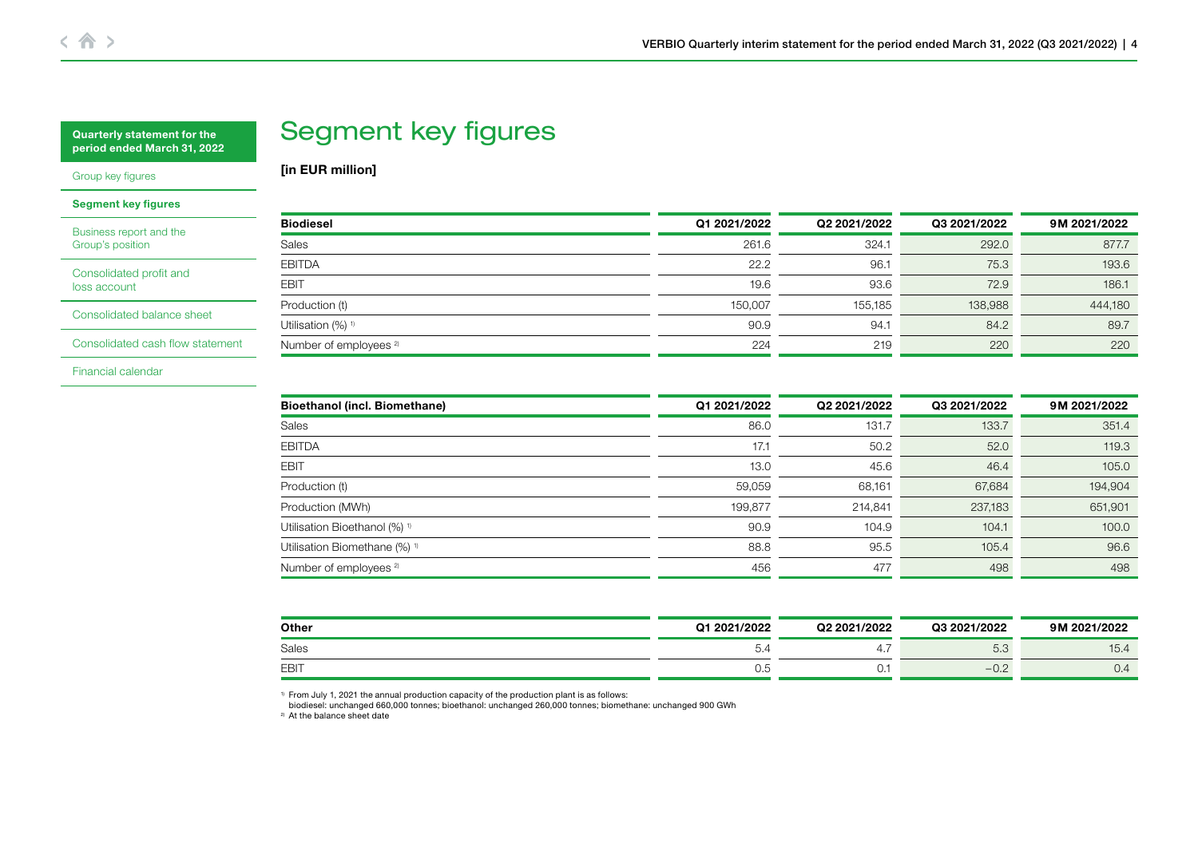# Segment key figures

**[in EUR million]**

| Biodiesel | Q1 2021/2022 | Q2 2021/2022 | Q3 2021/2022 | 9M 2021/2022 |
|---|---|---|---|---|
| Sales | 261.6 | 324.1 | 292.0 | 877.7 |
| EBITDA | 22.2 | 96.1 | 75.3 | 193.6 |
| EBIT | 19.6 | 93.6 | 72.9 | 186.1 |
| Production (t) | 150,007 | 155,185 | 138,988 | 444,180 |
| Utilisation (%) [1] | 90.9 | 94.1 | 84.2 | 89.7 |
| Number of employees [2] | 224 | 219 | 220 | 220 |

| Bioethanol (incl. Biomethane) | Q1 2021/2022 | Q2 2021/2022 | Q3 2021/2022 | 9M 2021/2022 |
|---|---|---|---|---|
| Sales | 86.0 | 131.7 | 133.7 | 351.4 |
| EBITDA | 17.1 | 50.2 | 52.0 | 119.3 |
| EBIT | 13.0 | 45.6 | 46.4 | 105.0 |
| Production (t) | 59,059 | 68,161 | 67,684 | 194,904 |
| Production (MWh) | 199,877 | 214,841 | 237,183 | 651,901 |
| Utilisation Bioethanol (%) [1] | 90.9 | 104.9 | 104.1 | 100.0 |
| Utilisation Biomethane (%) [1] | 88.8 | 95.5 | 105.4 | 96.6 |
| Number of employees [2] | 456 | 477 | 498 | 498 |

| Other | Q1 2021/2022 | Q2 2021/2022 | Q3 2021/2022 | 9M 2021/2022 |
|---|---|---|---|---|
| Sales | 5.4 | 4.7 | 5.3 | 15.4 |
| EBIT | 0.5 | 0.1 | −0.2 | 0.4 |

[1] From July 1, 2021 the annual production capacity of the production plant is as follows: biodiesel: unchanged 660,000 tonnes; bioethanol: unchanged 260,000 tonnes; biomethane: unchanged 900 GWh

[2] At the balance sheet date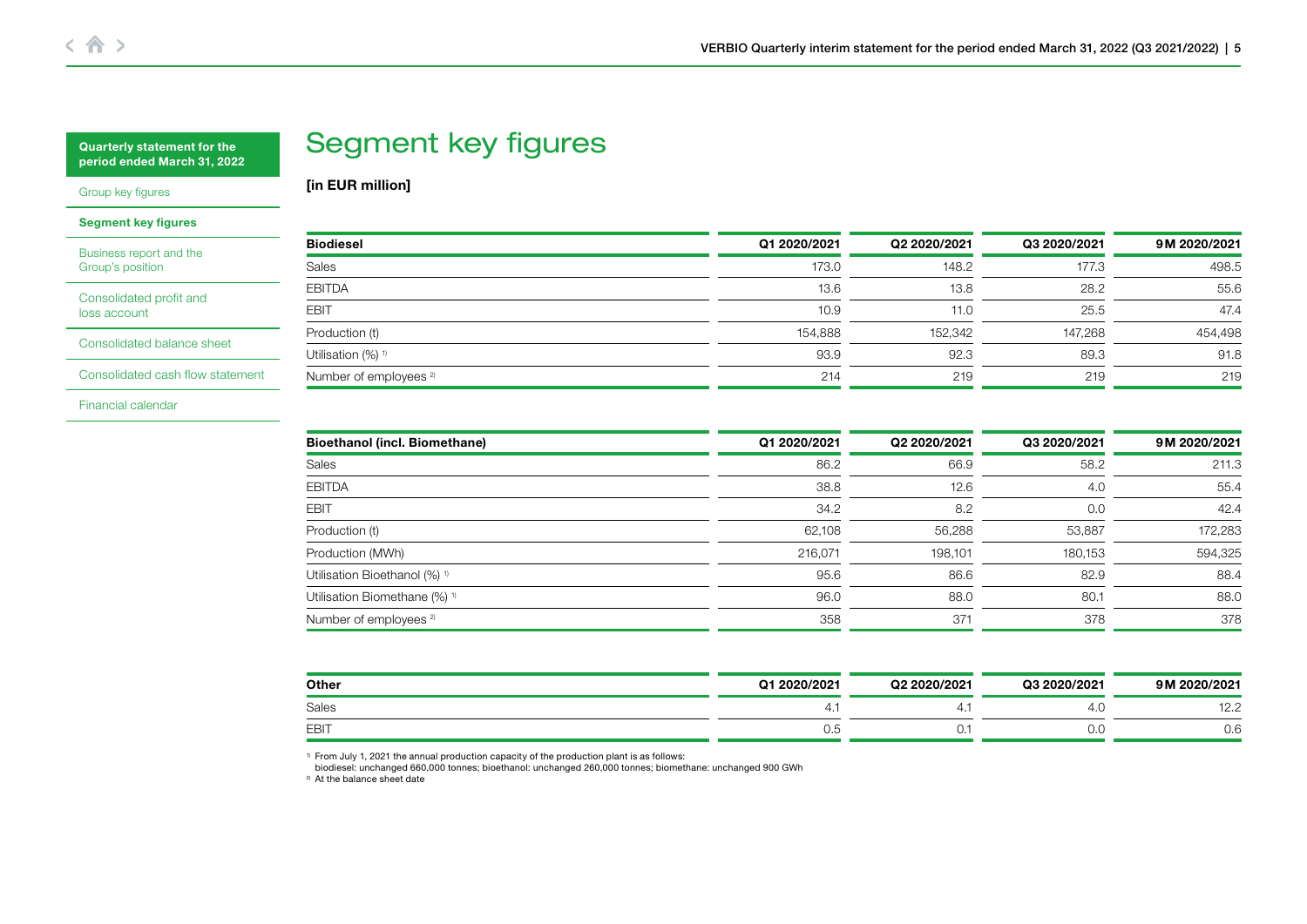# Segment key figures

**[in EUR million]**

| Biodiesel | Q1 2020/2021 | Q2 2020/2021 | Q3 2020/2021 | 9M 2020/2021 |
|---|---|---|---|---|
| Sales | 173.0 | 148.2 | 177.3 | 498.5 |
| EBITDA | 13.6 | 13.8 | 28.2 | 55.6 |
| EBIT | 10.9 | 11.0 | 25.5 | 47.4 |
| Production (t) | 154,888 | 152,342 | 147,268 | 454,498 |
| Utilisation (%) [1] | 93.9 | 92.3 | 89.3 | 91.8 |
| Number of employees [2] | 214 | 219 | 219 | 219 |

| Bioethanol (incl. Biomethane) | Q1 2020/2021 | Q2 2020/2021 | Q3 2020/2021 | 9M 2020/2021 |
|---|---|---|---|---|
| Sales | 86.2 | 66.9 | 58.2 | 211.3 |
| EBITDA | 38.8 | 12.6 | 4.0 | 55.4 |
| EBIT | 34.2 | 8.2 | 0.0 | 42.4 |
| Production (t) | 62,108 | 56,288 | 53,887 | 172,283 |
| Production (MWh) | 216,071 | 198,101 | 180,153 | 594,325 |
| Utilisation Bioethanol (%) [1] | 95.6 | 86.6 | 82.9 | 88.4 |
| Utilisation Biomethane (%) [1] | 96.0 | 88.0 | 80.1 | 88.0 |
| Number of employees [2] | 358 | 371 | 378 | 378 |

| Other | Q1 2020/2021 | Q2 2020/2021 | Q3 2020/2021 | 9M 2020/2021 |
|---|---|---|---|---|
| Sales | 4.1 | 4.1 | 4.0 | 12.2 |
| EBIT | 0.5 | 0.1 | 0.0 | 0.6 |

[1] From July 1, 2021 the annual production capacity of the production plant is as follows: biodiesel: unchanged 660,000 tonnes; bioethanol: unchanged 260,000 tonnes; biomethane: unchanged 900 GWh

[2] At the balance sheet date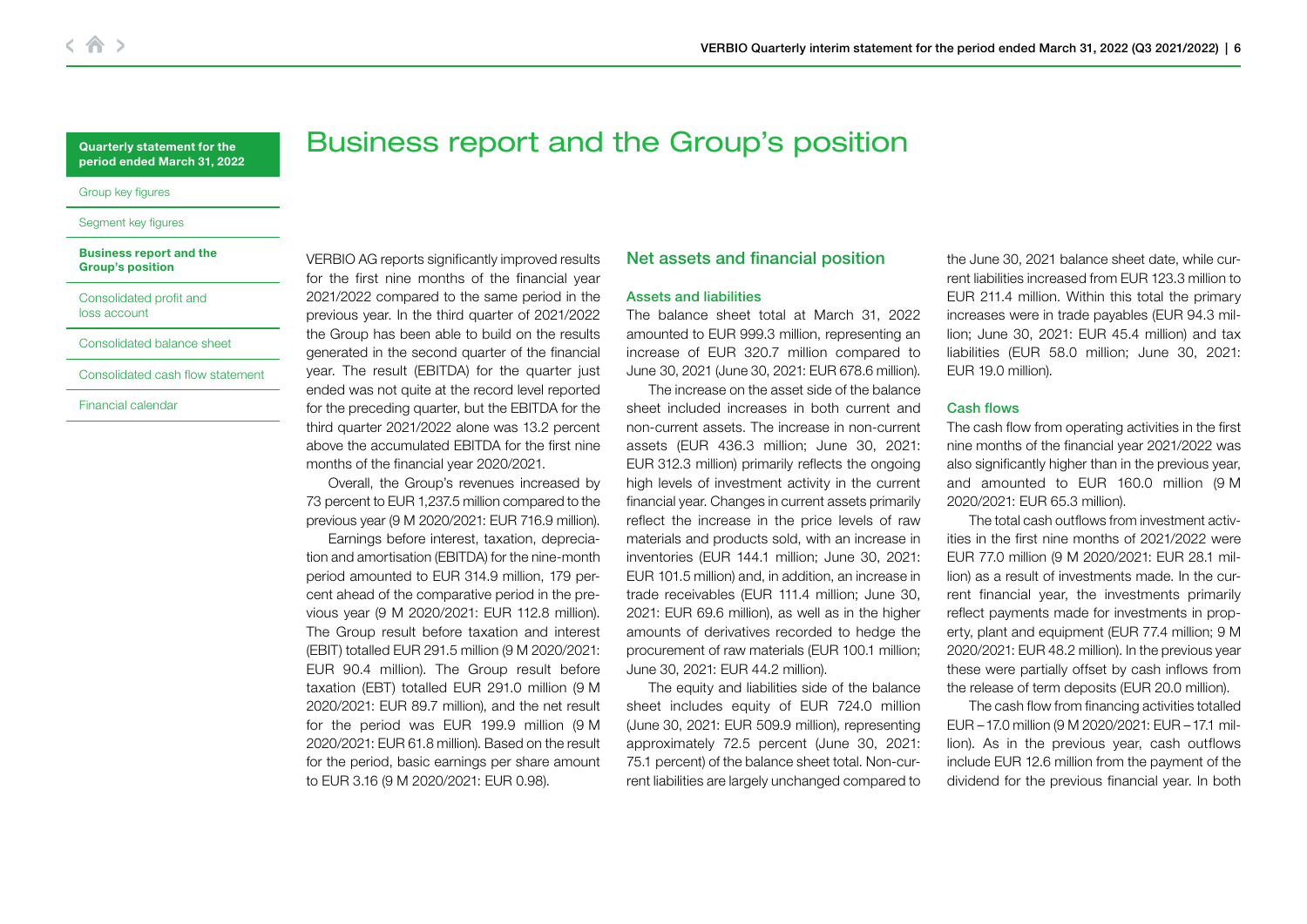# Business report and the Group's position

VERBIO AG reports significantly improved results for the first nine months of the financial year 2021/2022 compared to the same period in the previous year. In the third quarter of 2021/2022 the Group has been able to build on the results generated in the second quarter of the financial year. The result (EBITDA) for the quarter just ended was not quite at the record level reported for the preceding quarter, but the EBITDA for the third quarter 2021/2022 alone was 13.2 percent above the accumulated EBITDA for the first nine months of the financial year 2020/2021.

Overall, the Group's revenues increased by 73 percent to EUR 1,237.5 million compared to the previous year (9 M 2020/2021: EUR 716.9 million).

Earnings before interest, taxation, depreciation and amortisation (EBITDA) for the nine-month period amounted to EUR 314.9 million, 179 percent ahead of the comparative period in the previous year (9 M 2020/2021: EUR 112.8 million). The Group result before taxation and interest (EBIT) totalled EUR 291.5 million (9 M 2020/2021: EUR 90.4 million). The Group result before taxation (EBT) totalled EUR 291.0 million (9 M 2020/2021: EUR 89.7 million), and the net result for the period was EUR 199.9 million (9 M 2020/2021: EUR 61.8 million). Based on the result for the period, basic earnings per share amount to EUR 3.16 (9 M 2020/2021: EUR 0.98).

## Net assets and financial position

### Assets and liabilities

The balance sheet total at March 31, 2022 amounted to EUR 999.3 million, representing an increase of EUR 320.7 million compared to June 30, 2021 (June 30, 2021: EUR 678.6 million).

The increase on the asset side of the balance sheet included increases in both current and non-current assets. The increase in non-current assets (EUR 436.3 million; June 30, 2021: EUR 312.3 million) primarily reflects the ongoing high levels of investment activity in the current financial year. Changes in current assets primarily reflect the increase in the price levels of raw materials and products sold, with an increase in inventories (EUR 144.1 million; June 30, 2021: EUR 101.5 million) and, in addition, an increase in trade receivables (EUR 111.4 million; June 30, 2021: EUR 69.6 million), as well as in the higher amounts of derivatives recorded to hedge the procurement of raw materials (EUR 100.1 million; June 30, 2021: EUR 44.2 million).

The equity and liabilities side of the balance sheet includes equity of EUR 724.0 million (June 30, 2021: EUR 509.9 million), representing approximately 72.5 percent (June 30, 2021: 75.1 percent) of the balance sheet total. Non-current liabilities are largely unchanged compared to the June 30, 2021 balance sheet date, while current liabilities increased from EUR 123.3 million to EUR 211.4 million. Within this total the primary increases were in trade payables (EUR 94.3 million; June 30, 2021: EUR 45.4 million) and tax liabilities (EUR 58.0 million; June 30, 2021: EUR 19.0 million).

### Cash flows

The cash flow from operating activities in the first nine months of the financial year 2021/2022 was also significantly higher than in the previous year, and amounted to EUR 160.0 million (9 M 2020/2021: EUR 65.3 million).

The total cash outflows from investment activities in the first nine months of 2021/2022 were EUR 77.0 million (9 M 2020/2021: EUR 28.1 million) as a result of investments made. In the current financial year, the investments primarily reflect payments made for investments in property, plant and equipment (EUR 77.4 million; 9 M 2020/2021: EUR 48.2 million). In the previous year these were partially offset by cash inflows from the release of term deposits (EUR 20.0 million).

The cash flow from financing activities totalled EUR –17.0 million (9 M 2020/2021: EUR –17.1 million). As in the previous year, cash outflows include EUR 12.6 million from the payment of the dividend for the previous financial year. In both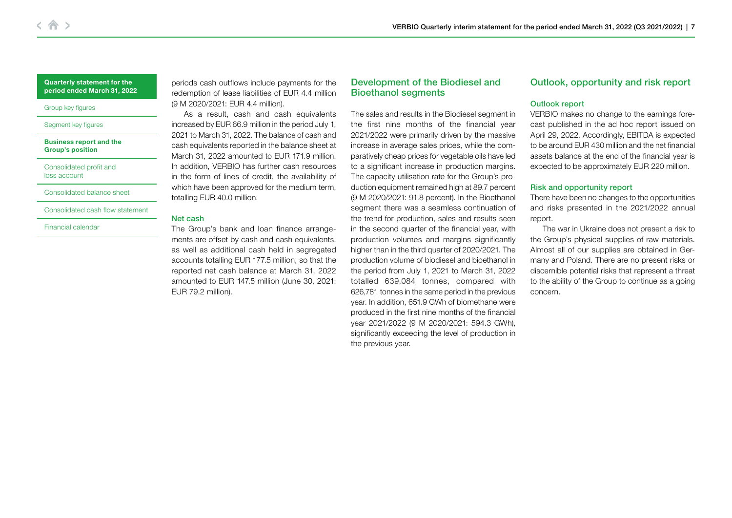periods cash outflows include payments for the redemption of lease liabilities of EUR 4.4 million (9 M 2020/2021: EUR 4.4 million).

As a result, cash and cash equivalents increased by EUR 66.9 million in the period July 1, 2021 to March 31, 2022. The balance of cash and cash equivalents reported in the balance sheet at March 31, 2022 amounted to EUR 171.9 million. In addition, VERBIO has further cash resources in the form of lines of credit, the availability of which have been approved for the medium term, totalling EUR 40.0 million.

### Net cash

The Group's bank and loan finance arrangements are offset by cash and cash equivalents, as well as additional cash held in segregated accounts totalling EUR 177.5 million, so that the reported net cash balance at March 31, 2022 amounted to EUR 147.5 million (June 30, 2021: EUR 79.2 million).

## Development of the Biodiesel and Bioethanol segments

The sales and results in the Biodiesel segment in the first nine months of the financial year 2021/2022 were primarily driven by the massive increase in average sales prices, while the comparatively cheap prices for vegetable oils have led to a significant increase in production margins. The capacity utilisation rate for the Group's production equipment remained high at 89.7 percent (9 M 2020/2021: 91.8 percent). In the Bioethanol segment there was a seamless continuation of the trend for production, sales and results seen in the second quarter of the financial year, with production volumes and margins significantly higher than in the third quarter of 2020/2021. The production volume of biodiesel and bioethanol in the period from July 1, 2021 to March 31, 2022 totalled 639,084 tonnes, compared with 626,781 tonnes in the same period in the previous year. In addition, 651.9 GWh of biomethane were produced in the first nine months of the financial year 2021/2022 (9 M 2020/2021: 594.3 GWh), significantly exceeding the level of production in the previous year.

## Outlook, opportunity and risk report

### Outlook report

VERBIO makes no change to the earnings forecast published in the ad hoc report issued on April 29, 2022. Accordingly, EBITDA is expected to be around EUR 430 million and the net financial assets balance at the end of the financial year is expected to be approximately EUR 220 million.

### Risk and opportunity report

There have been no changes to the opportunities and risks presented in the 2021/2022 annual report.

The war in Ukraine does not present a risk to the Group's physical supplies of raw materials. Almost all of our supplies are obtained in Germany and Poland. There are no present risks or discernible potential risks that represent a threat to the ability of the Group to continue as a going concern.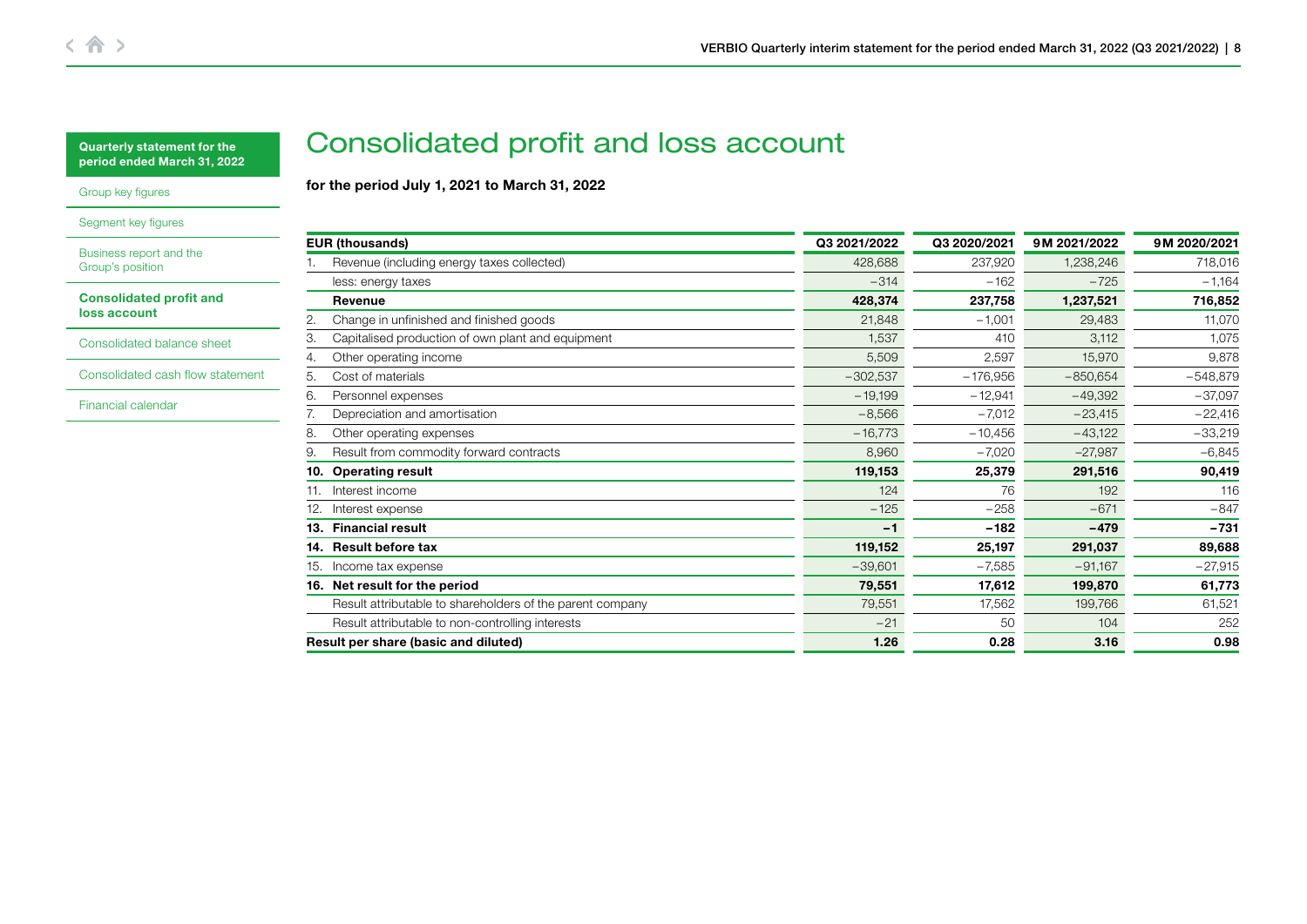# Consolidated profit and loss account

**for the period July 1, 2021 to March 31, 2022**

| EUR (thousands) | Q3 2021/2022 | Q3 2020/2021 | 9M 2021/2022 | 9M 2020/2021 |
|---|---|---|---|---|
| 1. Revenue (including energy taxes collected) | 428,688 | 237,920 | 1,238,246 | 718,016 |
| less: energy taxes | −314 | −162 | −725 | −1,164 |
| **Revenue** | **428,374** | **237,758** | **1,237,521** | **716,852** |
| 2. Change in unfinished and finished goods | 21,848 | −1,001 | 29,483 | 11,070 |
| 3. Capitalised production of own plant and equipment | 1,537 | 410 | 3,112 | 1,075 |
| 4. Other operating income | 5,509 | 2,597 | 15,970 | 9,878 |
| 5. Cost of materials | −302,537 | −176,956 | −850,654 | −548,879 |
| 6. Personnel expenses | −19,199 | −12,941 | −49,392 | −37,097 |
| 7. Depreciation and amortisation | −8,566 | −7,012 | −23,415 | −22,416 |
| 8. Other operating expenses | −16,773 | −10,456 | −43,122 | −33,219 |
| 9. Result from commodity forward contracts | 8,960 | −7,020 | −27,987 | −6,845 |
| **10. Operating result** | **119,153** | **25,379** | **291,516** | **90,419** |
| 11. Interest income | 124 | 76 | 192 | 116 |
| 12. Interest expense | −125 | −258 | −671 | −847 |
| **13. Financial result** | **−1** | **−182** | **−479** | **−731** |
| **14. Result before tax** | **119,152** | **25,197** | **291,037** | **89,688** |
| 15. Income tax expense | −39,601 | −7,585 | −91,167 | −27,915 |
| **16. Net result for the period** | **79,551** | **17,612** | **199,870** | **61,773** |
| Result attributable to shareholders of the parent company | 79,551 | 17,562 | 199,766 | 61,521 |
| Result attributable to non-controlling interests | −21 | 50 | 104 | 252 |
| **Result per share (basic and diluted)** | **1.26** | **0.28** | **3.16** | **0.98** |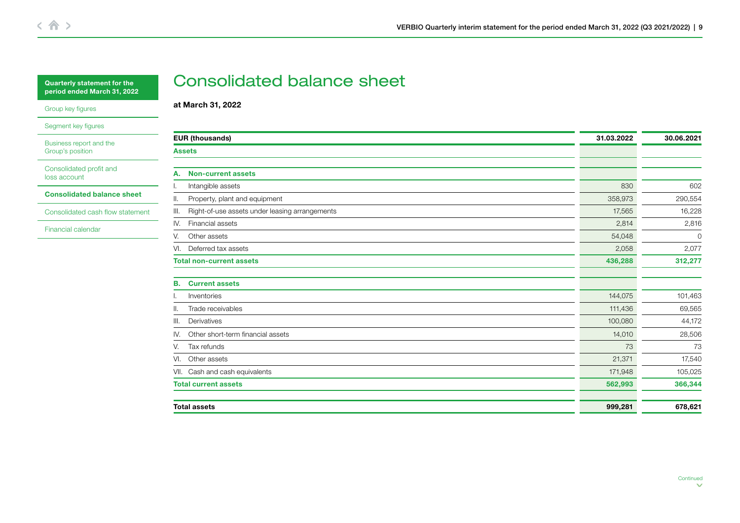Quarterly statement for the period ended March 31, 2022

Group key figures

Segment key figures

Business report and the Group's position

Consolidated profit and loss account

**Consolidated balance sheet**

Consolidated cash flow statement

Financial calendar

# Consolidated balance sheet

**at March 31, 2022**

| EUR (thousands) | 31.03.2022 | 30.06.2021 |
|---|---|---|
| **Assets** | | |
| | | |
| **A. Non-current assets** | | |
| I. Intangible assets | 830 | 602 |
| II. Property, plant and equipment | 358,973 | 290,554 |
| III. Right-of-use assets under leasing arrangements | 17,565 | 16,228 |
| IV. Financial assets | 2,814 | 2,816 |
| V. Other assets | 54,048 | 0 |
| VI. Deferred tax assets | 2,058 | 2,077 |
| **Total non-current assets** | **436,288** | **312,277** |
| | | |
| **B. Current assets** | | |
| I. Inventories | 144,075 | 101,463 |
| II. Trade receivables | 111,436 | 69,565 |
| III. Derivatives | 100,080 | 44,172 |
| IV. Other short-term financial assets | 14,010 | 28,506 |
| V. Tax refunds | 73 | 73 |
| VI. Other assets | 21,371 | 17,540 |
| VII. Cash and cash equivalents | 171,948 | 105,025 |
| **Total current assets** | **562,993** | **366,344** |
| | | |
| **Total assets** | **999,281** | **678,621** |

Continued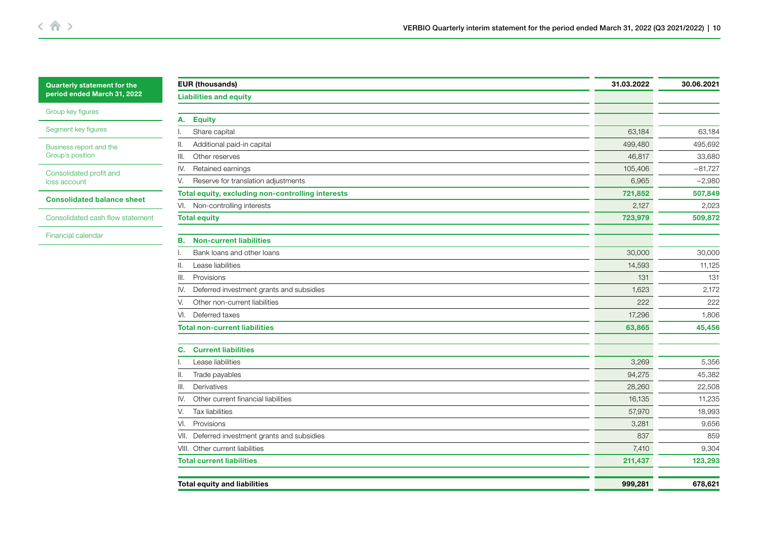| Quarterly statement for the period ended March 31, 2022 |
|---|
| Group key figures |
| Segment key figures |
| Business report and the Group's position |
| Consolidated profit and loss account |
| **Consolidated balance sheet** |
| Consolidated cash flow statement |
| Financial calendar |

| EUR (thousands) | 31.03.2022 | 30.06.2021 |
|---|---|---|
| **Liabilities and equity** | | |
| **A. Equity** | | |
| I. Share capital | 63,184 | 63,184 |
| II. Additional paid-in capital | 499,480 | 495,692 |
| III. Other reserves | 46,817 | 33,680 |
| IV. Retained earnings | 105,406 | −81,727 |
| V. Reserve for translation adjustments | 6,965 | −2,980 |
| **Total equity, excluding non-controlling interests** | **721,852** | **507,849** |
| VI. Non-controlling interests | 2,127 | 2,023 |
| **Total equity** | **723,979** | **509,872** |
| **B. Non-current liabilities** | | |
| I. Bank loans and other loans | 30,000 | 30,000 |
| II. Lease liabilities | 14,593 | 11,125 |
| III. Provisions | 131 | 131 |
| IV. Deferred investment grants and subsidies | 1,623 | 2,172 |
| V. Other non-current liabilities | 222 | 222 |
| VI. Deferred taxes | 17,296 | 1,806 |
| **Total non-current liabilities** | **63,865** | **45,456** |
| **C. Current liabilities** | | |
| I. Lease liabilities | 3,269 | 5,356 |
| II. Trade payables | 94,275 | 45,382 |
| III. Derivatives | 28,260 | 22,508 |
| IV. Other current financial liabilities | 16,135 | 11,235 |
| V. Tax liabilities | 57,970 | 18,993 |
| VI. Provisions | 3,281 | 9,656 |
| VII. Deferred investment grants and subsidies | 837 | 859 |
| VIII. Other current liabilities | 7,410 | 9,304 |
| **Total current liabilities** | **211,437** | **123,293** |
| **Total equity and liabilities** | **999,281** | **678,621** |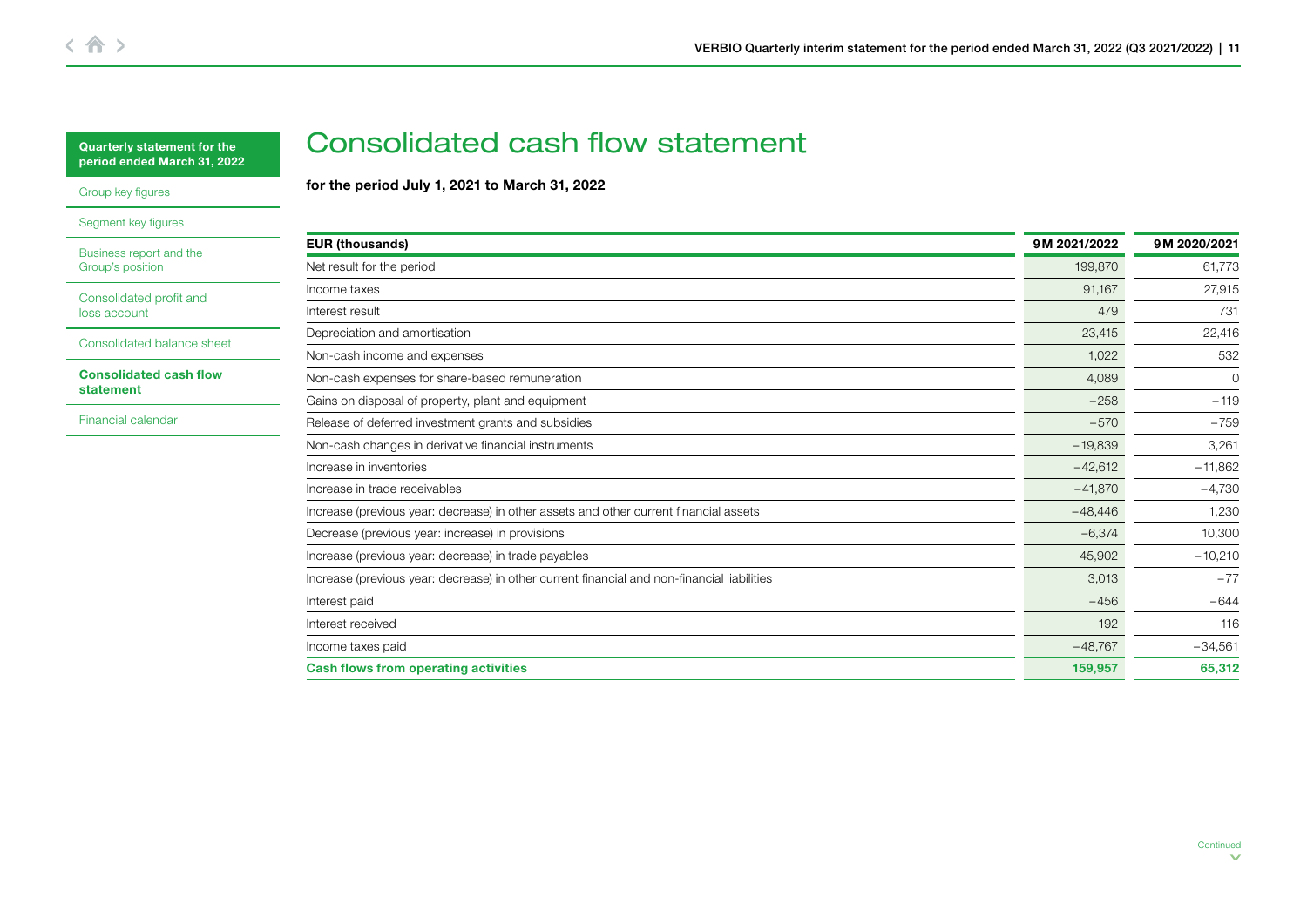# Consolidated cash flow statement

**for the period July 1, 2021 to March 31, 2022**

| EUR (thousands) | 9M 2021/2022 | 9M 2020/2021 |
|---|---|---|
| Net result for the period | 199,870 | 61,773 |
| Income taxes | 91,167 | 27,915 |
| Interest result | 479 | 731 |
| Depreciation and amortisation | 23,415 | 22,416 |
| Non-cash income and expenses | 1,022 | 532 |
| Non-cash expenses for share-based remuneration | 4,089 | 0 |
| Gains on disposal of property, plant and equipment | −258 | −119 |
| Release of deferred investment grants and subsidies | −570 | −759 |
| Non-cash changes in derivative financial instruments | −19,839 | 3,261 |
| Increase in inventories | −42,612 | −11,862 |
| Increase in trade receivables | −41,870 | −4,730 |
| Increase (previous year: decrease) in other assets and other current financial assets | −48,446 | 1,230 |
| Decrease (previous year: increase) in provisions | −6,374 | 10,300 |
| Increase (previous year: decrease) in trade payables | 45,902 | −10,210 |
| Increase (previous year: decrease) in other current financial and non-financial liabilities | 3,013 | −77 |
| Interest paid | −456 | −644 |
| Interest received | 192 | 116 |
| Income taxes paid | −48,767 | −34,561 |
| **Cash flows from operating activities** | **159,957** | **65,312** |

Continued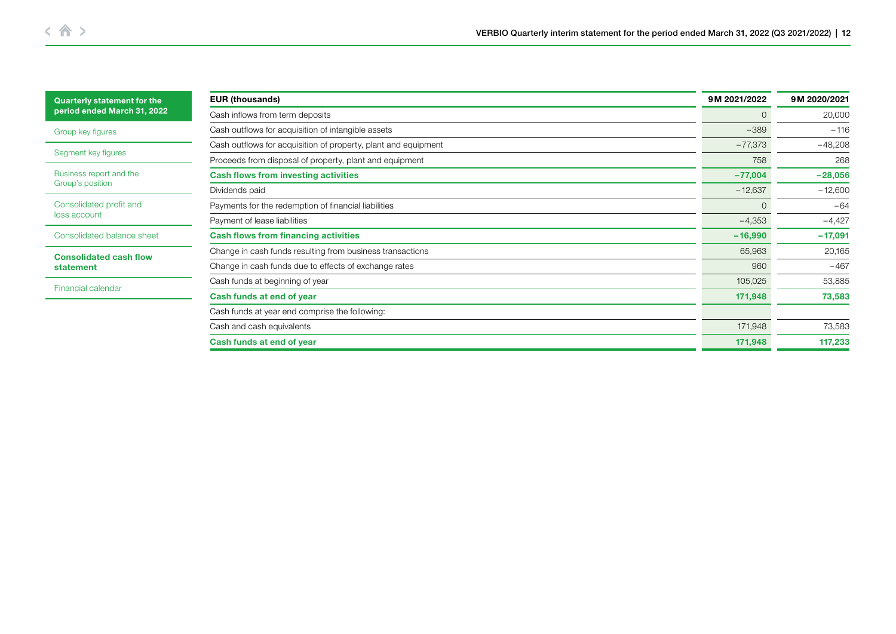| EUR (thousands) | 9M 2021/2022 | 9M 2020/2021 |
|---|---|---|
| Cash inflows from term deposits | 0 | 20,000 |
| Cash outflows for acquisition of intangible assets | −389 | −116 |
| Cash outflows for acquisition of property, plant and equipment | −77,373 | −48,208 |
| Proceeds from disposal of property, plant and equipment | 758 | 268 |
| **Cash flows from investing activities** | **−77,004** | **−28,056** |
| Dividends paid | −12,637 | −12,600 |
| Payments for the redemption of financial liabilities | 0 | −64 |
| Payment of lease liabilities | −4,353 | −4,427 |
| **Cash flows from financing activities** | **−16,990** | **−17,091** |
| Change in cash funds resulting from business transactions | 65,963 | 20,165 |
| Change in cash funds due to effects of exchange rates | 960 | −467 |
| Cash funds at beginning of year | 105,025 | 53,885 |
| **Cash funds at end of year** | **171,948** | **73,583** |
| Cash funds at year end comprise the following: | | |
| Cash and cash equivalents | 171,948 | 73,583 |
| **Cash funds at end of year** | **171,948** | **117,233** |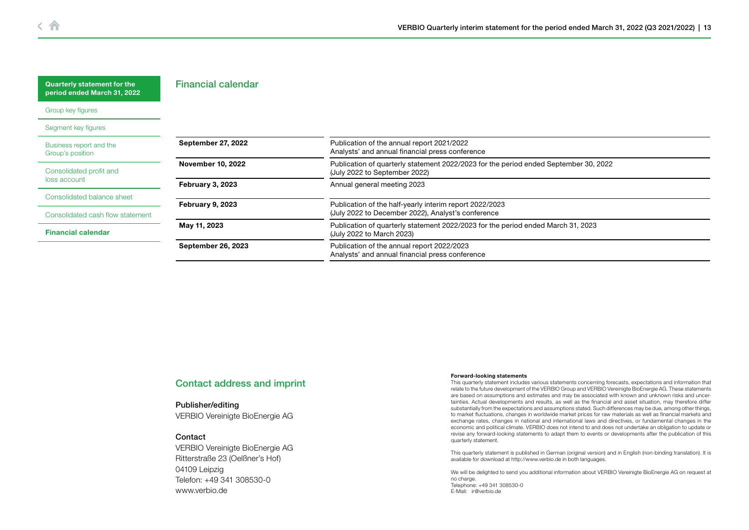Quarterly statement for the period ended March 31, 2022

Group key figures

Segment key figures

Business report and the Group's position

Consolidated profit and loss account

Consolidated balance sheet

Consolidated cash flow statement

**Financial calendar**

## Financial calendar

| | |
|---|---|
| **September 27, 2022** | Publication of the annual report 2021/2022<br>Analysts' and annual financial press conference |
| **November 10, 2022** | Publication of quarterly statement 2022/2023 for the period ended September 30, 2022<br>(July 2022 to September 2022) |
| **February 3, 2023** | Annual general meeting 2023 |
| **February 9, 2023** | Publication of the half-yearly interim report 2022/2023<br>(July 2022 to December 2022), Analyst's conference |
| **May 11, 2023** | Publication of quarterly statement 2022/2023 for the period ended March 31, 2023<br>(July 2022 to March 2023) |
| **September 26, 2023** | Publication of the annual report 2022/2023<br>Analysts' and annual financial press conference |

## Contact address and imprint

### Publisher/editing

VERBIO Vereinigte BioEnergie AG

### Contact

VERBIO Vereinigte BioEnergie AG
Ritterstraße 23 (Oelßner's Hof)
04109 Leipzig
Telefon: +49 341 308530-0
www.verbio.de

**Forward-looking statements**

This quarterly statement includes various statements concerning forecasts, expectations and information that relate to the future development of the VERBIO Group and VERBIO Vereinigte BioEnergie AG. These statements are based on assumptions and estimates and may be associated with known and unknown risks and uncertainties. Actual developments and results, as well as the financial and asset situation, may therefore differ substantially from the expectations and assumptions stated. Such differences may be due, among other things, to market fluctuations, changes in worldwide market prices for raw materials as well as financial markets and exchange rates, changes in national and international laws and directives, or fundamental changes in the economic and political climate. VERBIO does not intend to and does not undertake an obligation to update or revise any forward-looking statements to adapt them to events or developments after the publication of this quarterly statement.

This quarterly statement is published in German (original version) and in English (non-binding translation). It is available for download at http://www.verbio.de in both languages.

We will be delighted to send you additional information about VERBIO Vereinigte BioEnergie AG on request at no charge.
Telephone: +49 341 308530-0
E-Mail: ir@verbio.de